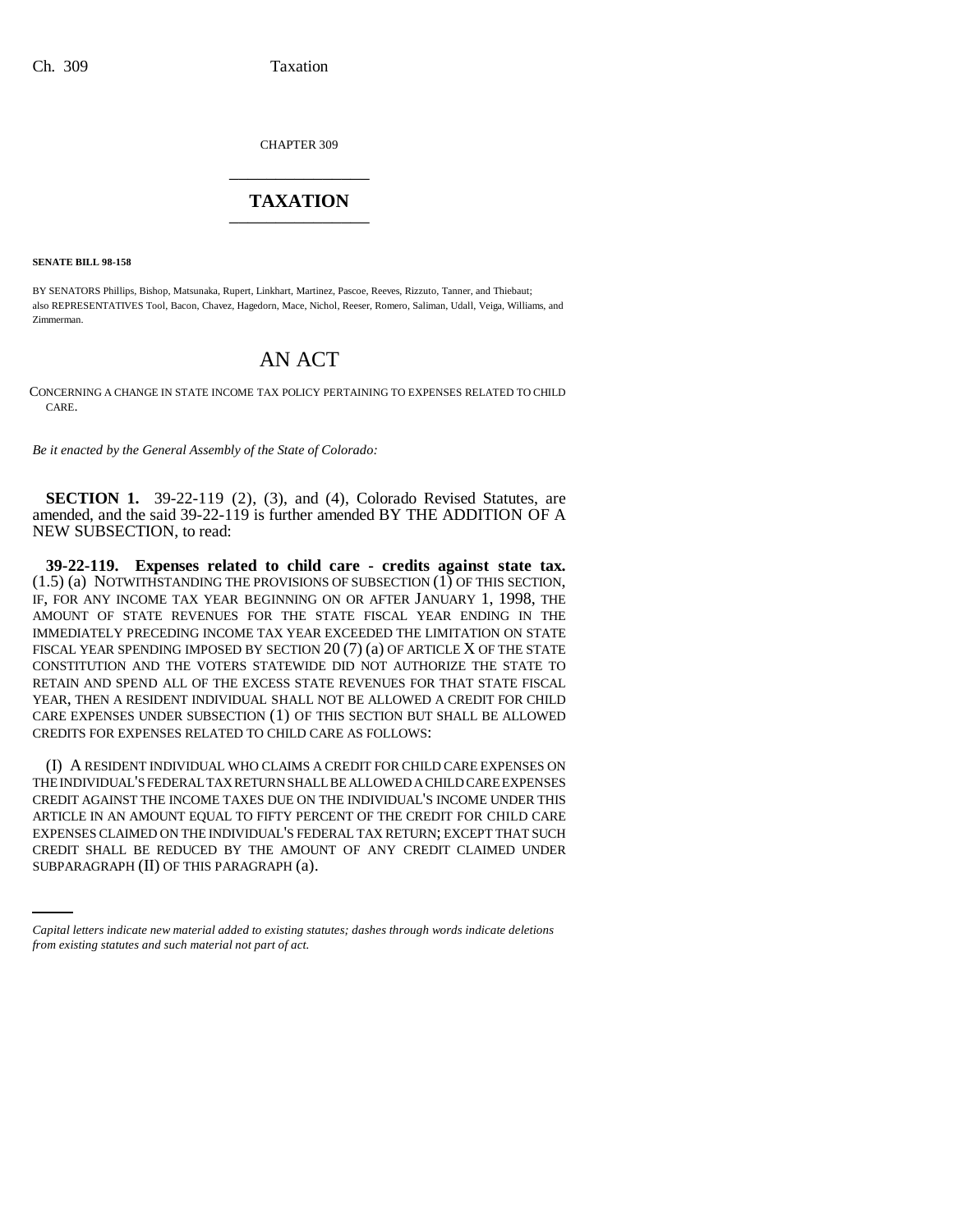CHAPTER 309

# TAXATION

**SENATE BILL 98-158**

BY SENATORS Phillips, Bishop, Matsunaka, Rupert, Linkhart, Martinez, Pascoe, Reeves, Rizzuto, Tanner, and Thiebaut; also REPRESENTATIVES Tool, Bacon, Chavez, Hagedorn, Mace, Nichol, Reeser, Romero, Saliman, Udall, Veiga, Williams, and Zimmerman.

# AN ACT

CONCERNING A CHANGE IN STATE INCOME TAX POLICY PERTAINING TO EXPENSES RELATED TO CHILD CARE.

*Be it enacted by the General Assembly of the State of Colorado:*

**SECTION 1.** 39-22-119 (2), (3), and (4), Colorado Revised Statutes, are amended, and the said 39-22-119 is further amended BY THE ADDITION OF A NEW SUBSECTION, to read:

**39-22-119. Expenses related to child care - credits against state tax.** (1.5) (a) NOTWITHSTANDING THE PROVISIONS OF SUBSECTION (1) OF THIS SECTION, IF, FOR ANY INCOME TAX YEAR BEGINNING ON OR AFTER JANUARY 1, 1998, THE AMOUNT OF STATE REVENUES FOR THE STATE FISCAL YEAR ENDING IN THE IMMEDIATELY PRECEDING INCOME TAX YEAR EXCEEDED THE LIMITATION ON STATE FISCAL YEAR SPENDING IMPOSED BY SECTION 20 (7) (a) OF ARTICLE X OF THE STATE CONSTITUTION AND THE VOTERS STATEWIDE DID NOT AUTHORIZE THE STATE TO RETAIN AND SPEND ALL OF THE EXCESS STATE REVENUES FOR THAT STATE FISCAL YEAR, THEN A RESIDENT INDIVIDUAL SHALL NOT BE ALLOWED A CREDIT FOR CHILD CARE EXPENSES UNDER SUBSECTION (1) OF THIS SECTION BUT SHALL BE ALLOWED CREDITS FOR EXPENSES RELATED TO CHILD CARE AS FOLLOWS:

(I) A RESIDENT INDIVIDUAL WHO CLAIMS A CREDIT FOR CHILD CARE EXPENSES ON THE INDIVIDUAL'S FEDERAL TAX RETURN SHALL BE ALLOWED A CHILD CARE EXPENSES CREDIT AGAINST THE INCOME TAXES DUE ON THE INDIVIDUAL'S INCOME UNDER THIS ARTICLE IN AN AMOUNT EQUAL TO FIFTY PERCENT OF THE CREDIT FOR CHILD CARE EXPENSES CLAIMED ON THE INDIVIDUAL'S FEDERAL TAX RETURN; EXCEPT THAT SUCH CREDIT SHALL BE REDUCED BY THE AMOUNT OF ANY CREDIT CLAIMED UNDER SUBPARAGRAPH (II) OF THIS PARAGRAPH (a).

*Capital letters indicate new material added to existing statutes; dashes through words indicate deletions from existing statutes and such material not part of act.*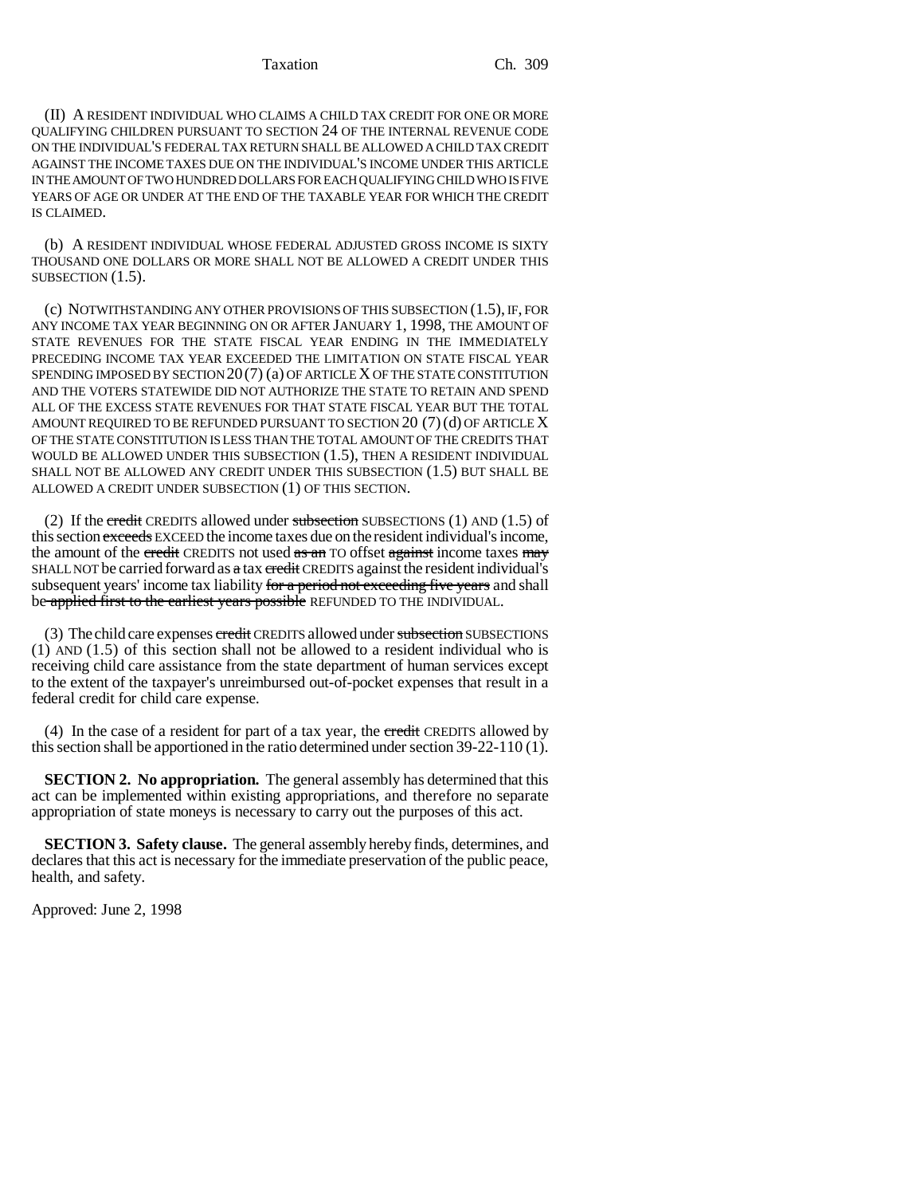(II) A RESIDENT INDIVIDUAL WHO CLAIMS A CHILD TAX CREDIT FOR ONE OR MORE QUALIFYING CHILDREN PURSUANT TO SECTION 24 OF THE INTERNAL REVENUE CODE ON THE INDIVIDUAL'S FEDERAL TAX RETURN SHALL BE ALLOWED A CHILD TAX CREDIT AGAINST THE INCOME TAXES DUE ON THE INDIVIDUAL'S INCOME UNDER THIS ARTICLE IN THE AMOUNT OF TWO HUNDRED DOLLARS FOR EACH QUALIFYING CHILD WHO IS FIVE YEARS OF AGE OR UNDER AT THE END OF THE TAXABLE YEAR FOR WHICH THE CREDIT IS CLAIMED.

(b) A RESIDENT INDIVIDUAL WHOSE FEDERAL ADJUSTED GROSS INCOME IS SIXTY THOUSAND ONE DOLLARS OR MORE SHALL NOT BE ALLOWED A CREDIT UNDER THIS SUBSECTION (1.5).

(c) NOTWITHSTANDING ANY OTHER PROVISIONS OF THIS SUBSECTION (1.5), IF, FOR ANY INCOME TAX YEAR BEGINNING ON OR AFTER JANUARY 1, 1998, THE AMOUNT OF STATE REVENUES FOR THE STATE FISCAL YEAR ENDING IN THE IMMEDIATELY PRECEDING INCOME TAX YEAR EXCEEDED THE LIMITATION ON STATE FISCAL YEAR SPENDING IMPOSED BY SECTION 20 (7) (a) OF ARTICLE X OF THE STATE CONSTITUTION AND THE VOTERS STATEWIDE DID NOT AUTHORIZE THE STATE TO RETAIN AND SPEND ALL OF THE EXCESS STATE REVENUES FOR THAT STATE FISCAL YEAR BUT THE TOTAL AMOUNT REQUIRED TO BE REFUNDED PURSUANT TO SECTION 20 (7) (d) OF ARTICLE X OF THE STATE CONSTITUTION IS LESS THAN THE TOTAL AMOUNT OF THE CREDITS THAT WOULD BE ALLOWED UNDER THIS SUBSECTION (1.5), THEN A RESIDENT INDIVIDUAL SHALL NOT BE ALLOWED ANY CREDIT UNDER THIS SUBSECTION (1.5) BUT SHALL BE ALLOWED A CREDIT UNDER SUBSECTION (1) OF THIS SECTION.

(2) If the ~~credit~~ CREDITS allowed under ~~subsection~~ SUBSECTIONS (1) AND (1.5) of this section ~~exceeds~~ EXCEED the income taxes due on the resident individual's income, the amount of the ~~credit~~ CREDITS not used ~~as an~~ TO offset ~~against~~ income taxes ~~may~~ SHALL NOT be carried forward as ~~a~~ tax ~~credit~~ CREDITS against the resident individual's subsequent years' income tax liability ~~for a period not exceeding five years~~ and shall be ~~applied first to the earliest years possible~~ REFUNDED TO THE INDIVIDUAL.

(3) The child care expenses ~~credit~~ CREDITS allowed under ~~subsection~~ SUBSECTIONS (1) AND (1.5) of this section shall not be allowed to a resident individual who is receiving child care assistance from the state department of human services except to the extent of the taxpayer's unreimbursed out-of-pocket expenses that result in a federal credit for child care expense.

(4) In the case of a resident for part of a tax year, the ~~credit~~ CREDITS allowed by this section shall be apportioned in the ratio determined under section 39-22-110 (1).

**SECTION 2. No appropriation.** The general assembly has determined that this act can be implemented within existing appropriations, and therefore no separate appropriation of state moneys is necessary to carry out the purposes of this act.

**SECTION 3. Safety clause.** The general assembly hereby finds, determines, and declares that this act is necessary for the immediate preservation of the public peace, health, and safety.

Approved: June 2, 1998